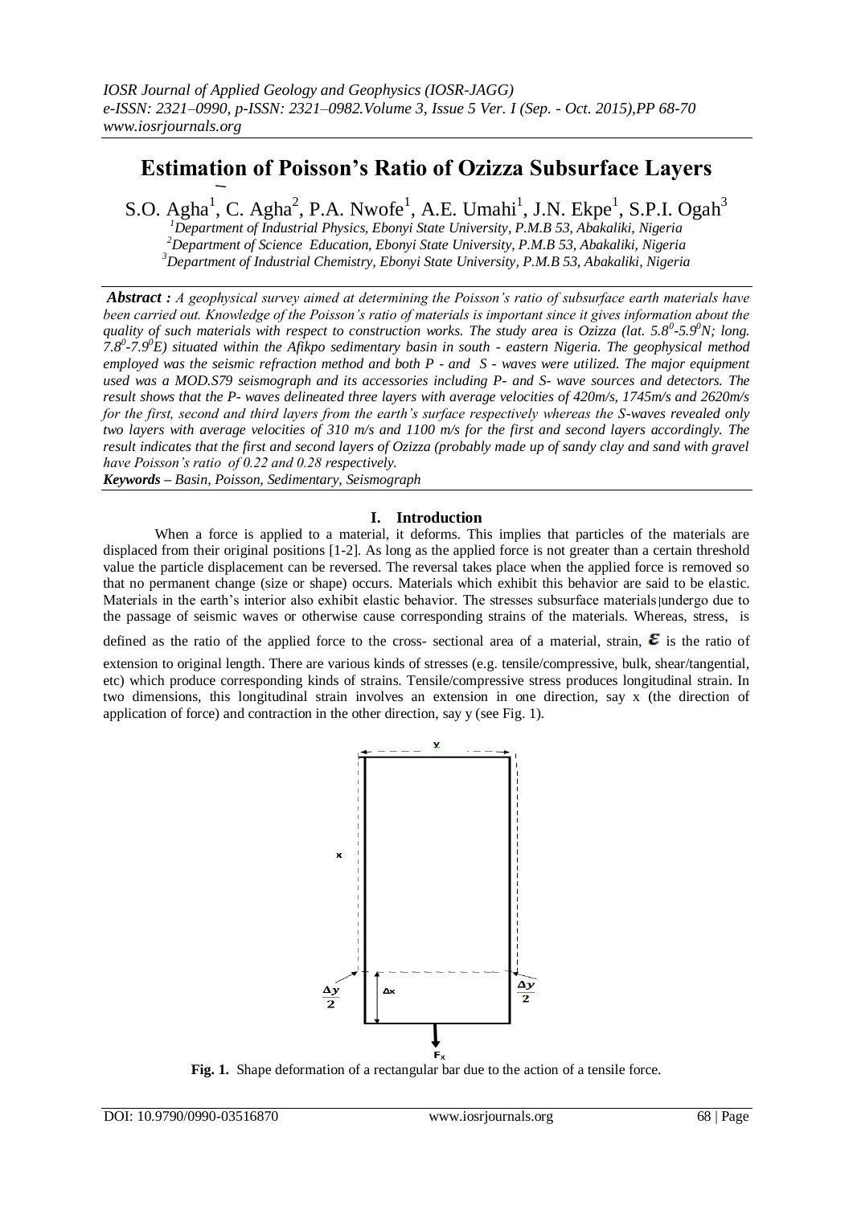# Estimation of Poisson's Ratio of Ozizza Subsurface Layers

S.O. Agha[1], C. Agha[2], P.A. Nwofe[1], A.E. Umahi[1], J.N. Ekpe[1], S.P.I. Ogah[3]

[1]Department of Industrial Physics, Ebonyi State University, P.M.B 53, Abakaliki, Nigeria
[2]Department of Science Education, Ebonyi State University, P.M.B 53, Abakaliki, Nigeria
[3]Department of Industrial Chemistry, Ebonyi State University, P.M.B 53, Abakaliki, Nigeria

***Abstract :*** *A geophysical survey aimed at determining the Poisson's ratio of subsurface earth materials have been carried out. Knowledge of the Poisson's ratio of materials is important since it gives information about the quality of such materials with respect to construction works. The study area is Ozizza (lat. $5.8^0$-$5.9^0$N; long. $7.8^0$-$7.9^0$E) situated within the Afikpo sedimentary basin in south - eastern Nigeria. The geophysical method employed was the seismic refraction method and both P - and S - waves were utilized. The major equipment used was a MOD.S79 seismograph and its accessories including P- and S- wave sources and detectors. The result shows that the P- waves delineated three layers with average velocities of 420m/s, 1745m/s and 2620m/s for the first, second and third layers from the earth's surface respectively whereas the S-waves revealed only two layers with average velocities of 310 m/s and 1100 m/s for the first and second layers accordingly. The result indicates that the first and second layers of Ozizza (probably made up of sandy clay and sand with gravel have Poisson's ratio of 0.22 and 0.28 respectively.*

***Keywords** – Basin, Poisson, Sedimentary, Seismograph*

## I. Introduction

When a force is applied to a material, it deforms. This implies that particles of the materials are displaced from their original positions [1-2]. As long as the applied force is not greater than a certain threshold value the particle displacement can be reversed. The reversal takes place when the applied force is removed so that no permanent change (size or shape) occurs. Materials which exhibit this behavior are said to be elastic. Materials in the earth's interior also exhibit elastic behavior. The stresses subsurface materials undergo due to the passage of seismic waves or otherwise cause corresponding strains of the materials. Whereas, stress, is defined as the ratio of the applied force to the cross- sectional area of a material, strain, $\varepsilon$ is the ratio of extension to original length. There are various kinds of stresses (e.g. tensile/compressive, bulk, shear/tangential, etc) which produce corresponding kinds of strains. Tensile/compressive stress produces longitudinal strain. In two dimensions, this longitudinal strain involves an extension in one direction, say x (the direction of application of force) and contraction in the other direction, say y (see Fig. 1).

**Fig. 1.** Shape deformation of a rectangular bar due to the action of a tensile force.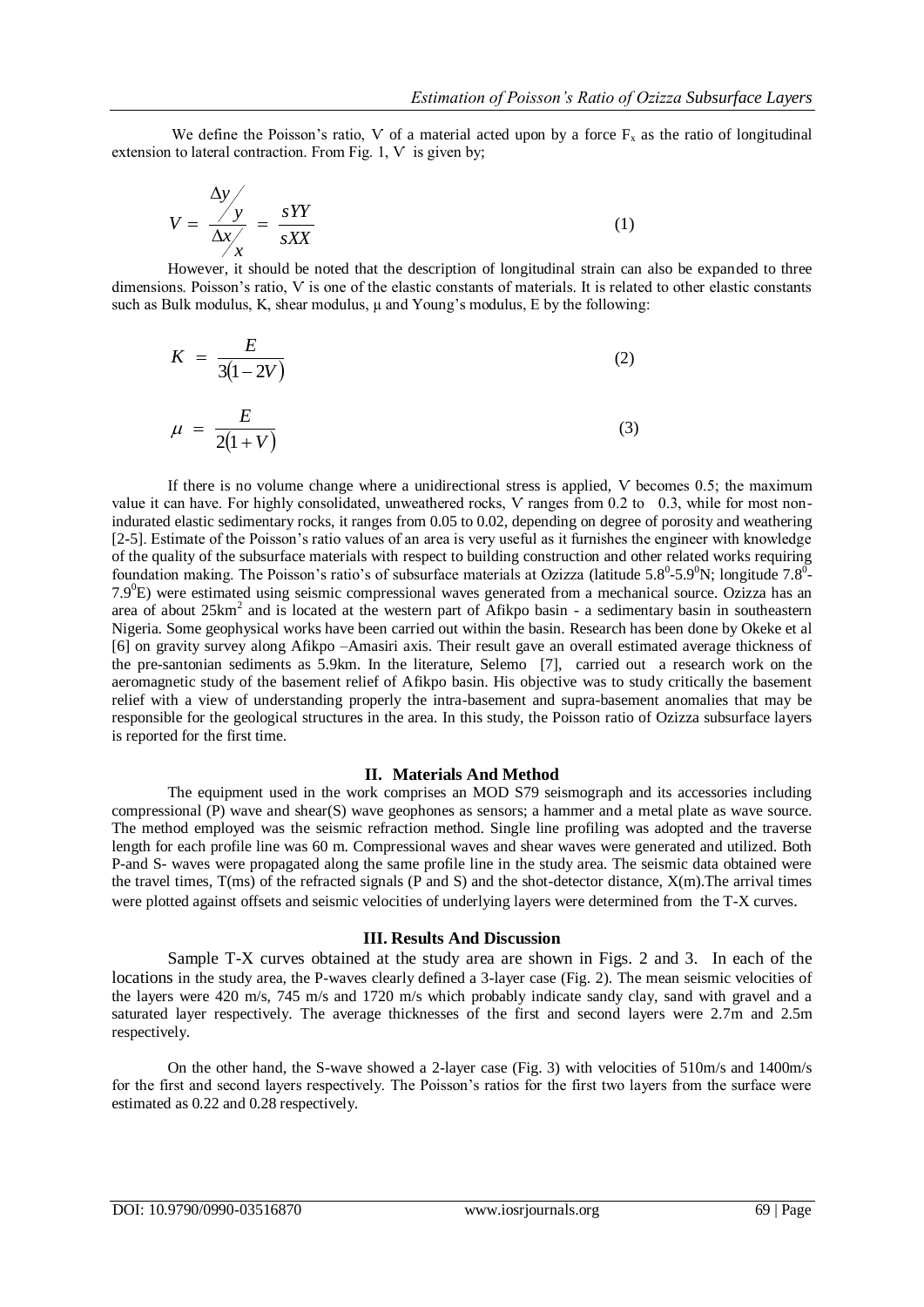We define the Poisson's ratio, V of a material acted upon by a force $F_x$ as the ratio of longitudinal extension to lateral contraction. From Fig. 1, V is given by;

$$V = \frac{\Delta y / y}{\Delta x / x} = \frac{sYY}{sXX} \qquad (1)$$

However, it should be noted that the description of longitudinal strain can also be expanded to three dimensions. Poisson's ratio, V is one of the elastic constants of materials. It is related to other elastic constants such as Bulk modulus, K, shear modulus, μ and Young's modulus, E by the following:

$$K = \frac{E}{3(1-2V)} \qquad (2)$$

$$\mu = \frac{E}{2(1+V)} \qquad (3)$$

If there is no volume change where a unidirectional stress is applied, V becomes 0.5; the maximum value it can have. For highly consolidated, unweathered rocks, V ranges from 0.2 to 0.3, while for most non-indurated elastic sedimentary rocks, it ranges from 0.05 to 0.02, depending on degree of porosity and weathering [2-5]. Estimate of the Poisson's ratio values of an area is very useful as it furnishes the engineer with knowledge of the quality of the subsurface materials with respect to building construction and other related works requiring foundation making. The Poisson's ratio's of subsurface materials at Ozizza (latitude $5.8^0$-$5.9^0$N; longitude $7.8^0$-$7.9^0$E) were estimated using seismic compressional waves generated from a mechanical source. Ozizza has an area of about $25\text{km}^2$ and is located at the western part of Afikpo basin - a sedimentary basin in southeastern Nigeria. Some geophysical works have been carried out within the basin. Research has been done by Okeke et al [6] on gravity survey along Afikpo –Amasiri axis. Their result gave an overall estimated average thickness of the pre-santonian sediments as 5.9km. In the literature, Selemo [7], carried out a research work on the aeromagnetic study of the basement relief of Afikpo basin. His objective was to study critically the basement relief with a view of understanding properly the intra-basement and supra-basement anomalies that may be responsible for the geological structures in the area. In this study, the Poisson ratio of Ozizza subsurface layers is reported for the first time.

## II. Materials And Method

The equipment used in the work comprises an MOD S79 seismograph and its accessories including compressional (P) wave and shear(S) wave geophones as sensors; a hammer and a metal plate as wave source. The method employed was the seismic refraction method. Single line profiling was adopted and the traverse length for each profile line was 60 m. Compressional waves and shear waves were generated and utilized. Both P-and S- waves were propagated along the same profile line in the study area. The seismic data obtained were the travel times, T(ms) of the refracted signals (P and S) and the shot-detector distance, X(m).The arrival times were plotted against offsets and seismic velocities of underlying layers were determined from the T-X curves.

## III. Results And Discussion

Sample T-X curves obtained at the study area are shown in Figs. 2 and 3. In each of the locations in the study area, the P-waves clearly defined a 3-layer case (Fig. 2). The mean seismic velocities of the layers were 420 m/s, 745 m/s and 1720 m/s which probably indicate sandy clay, sand with gravel and a saturated layer respectively. The average thicknesses of the first and second layers were 2.7m and 2.5m respectively.

On the other hand, the S-wave showed a 2-layer case (Fig. 3) with velocities of 510m/s and 1400m/s for the first and second layers respectively. The Poisson's ratios for the first two layers from the surface were estimated as 0.22 and 0.28 respectively.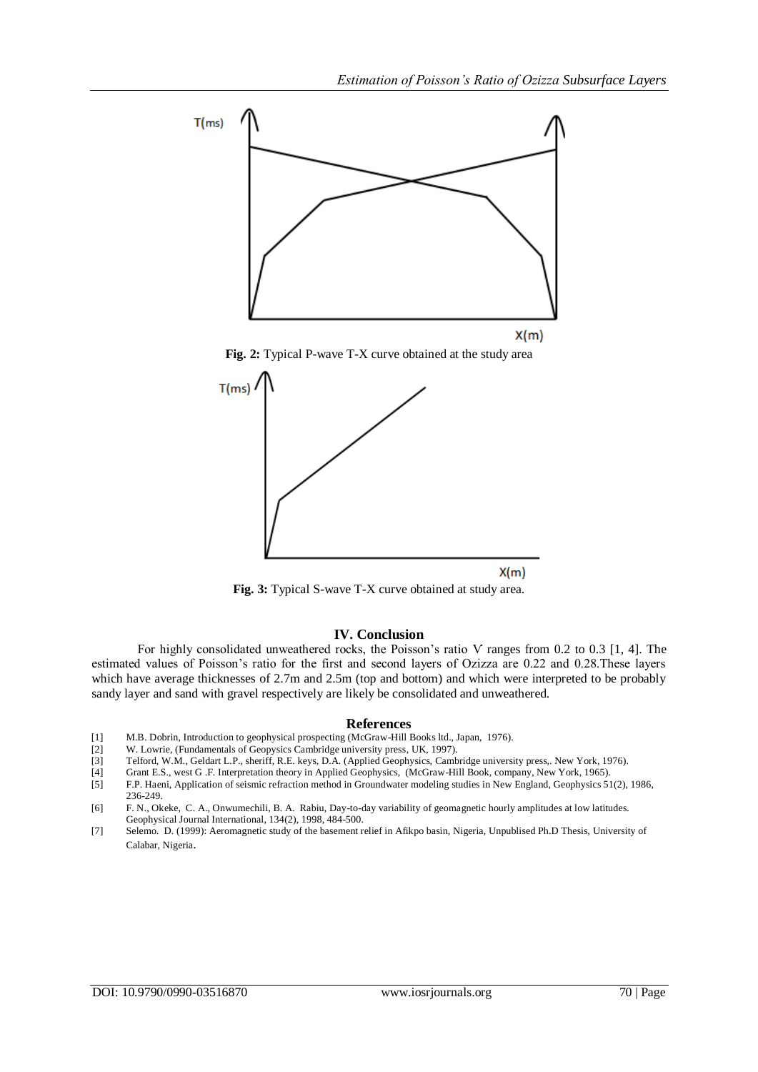T(ms)

X(m)

**Fig. 2:** Typical P-wave T-X curve obtained at the study area

T(ms)

X(m)

**Fig. 3:** Typical S-wave T-X curve obtained at study area.

## IV. Conclusion

For highly consolidated unweathered rocks, the Poisson's ratio V ranges from 0.2 to 0.3 [1, 4]. The estimated values of Poisson's ratio for the first and second layers of Ozizza are 0.22 and 0.28.These layers which have average thicknesses of 2.7m and 2.5m (top and bottom) and which were interpreted to be probably sandy layer and sand with gravel respectively are likely be consolidated and unweathered.

## References

[1] M.B. Dobrin, Introduction to geophysical prospecting (McGraw-Hill Books ltd., Japan, 1976).

[2] W. Lowrie, (Fundamentals of Geopysics Cambridge university press, UK, 1997).

[3] Telford, W.M., Geldart L.P., sheriff, R.E. keys, D.A. (Applied Geophysics, Cambridge university press,. New York, 1976).

[4] Grant E.S., west G .F. Interpretation theory in Applied Geophysics, (McGraw-Hill Book, company, New York, 1965).

[5] F.P. Haeni, Application of seismic refraction method in Groundwater modeling studies in New England, Geophysics 51(2), 1986, 236-249.

[6] F. N., Okeke, C. A., Onwumechili, B. A. Rabiu, Day-to-day variability of geomagnetic hourly amplitudes at low latitudes. Geophysical Journal International, 134(2), 1998, 484-500.

[7] Selemo. D. (1999): Aeromagnetic study of the basement relief in Afikpo basin, Nigeria, Unpublised Ph.D Thesis, University of Calabar, Nigeria.